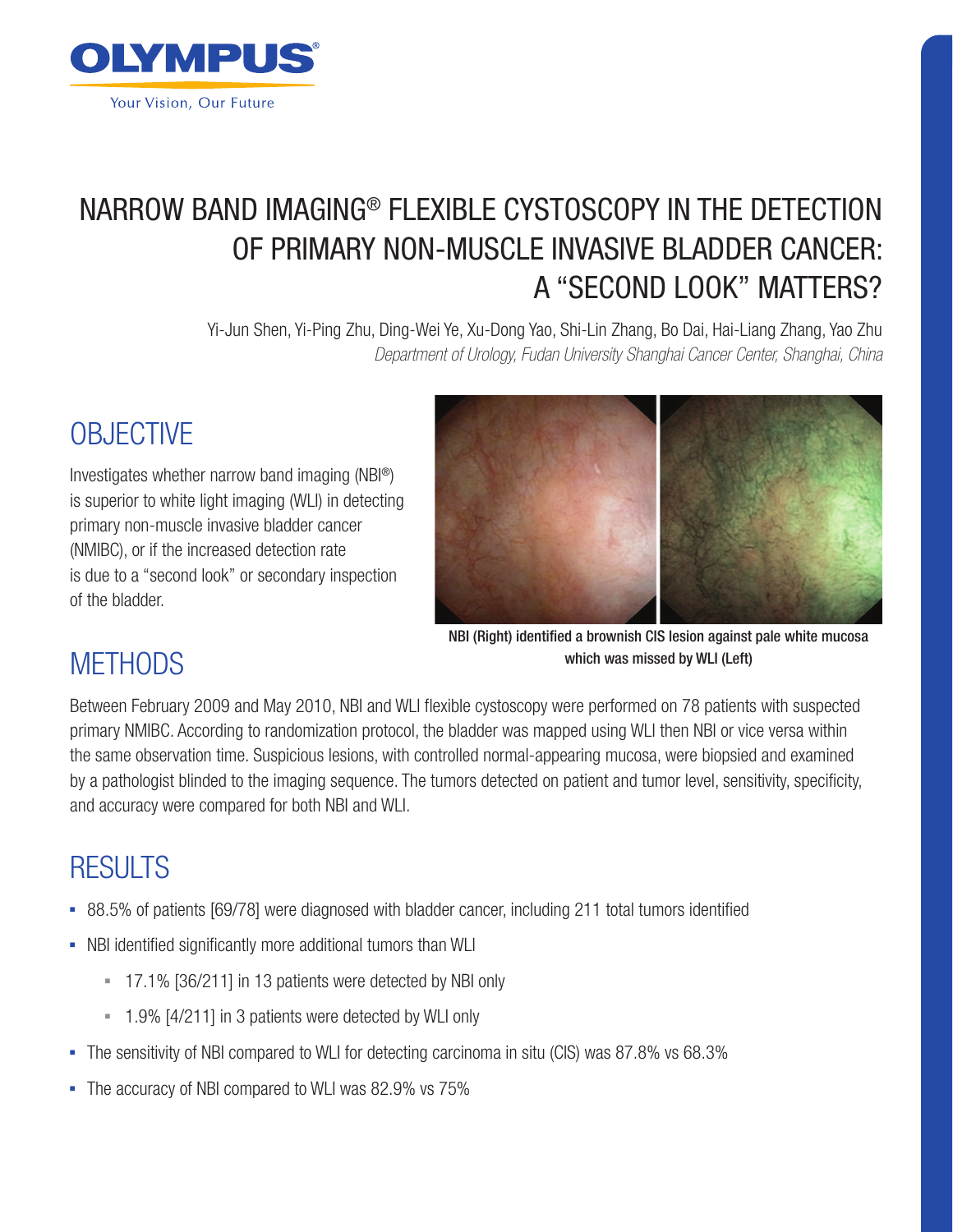OLYMPUS®

Your Vision, Our Future

# NARROW BAND IMAGING® FLEXIBLE CYSTOSCOPY IN THE DETECTION OF PRIMARY NON-MUSCLE INVASIVE BLADDER CANCER: A "SECOND LOOK" MATTERS?

Yi-Jun Shen, Yi-Ping Zhu, Ding-Wei Ye, Xu-Dong Yao, Shi-Lin Zhang, Bo Dai, Hai-Liang Zhang, Yao Zhu

*Department of Urology, Fudan University Shanghai Cancer Center, Shanghai, China*

## OBJECTIVE

Investigates whether narrow band imaging (NBI®) is superior to white light imaging (WLI) in detecting primary non-muscle invasive bladder cancer (NMIBC), or if the increased detection rate is due to a "second look" or secondary inspection of the bladder.

**NBI (Right) identified a brownish CIS lesion against pale white mucosa which was missed by WLI (Left)**

## METHODS

Between February 2009 and May 2010, NBI and WLI flexible cystoscopy were performed on 78 patients with suspected primary NMIBC. According to randomization protocol, the bladder was mapped using WLI then NBI or vice versa within the same observation time. Suspicious lesions, with controlled normal-appearing mucosa, were biopsied and examined by a pathologist blinded to the imaging sequence. The tumors detected on patient and tumor level, sensitivity, specificity, and accuracy were compared for both NBI and WLI.

## RESULTS

- 88.5% of patients [69/78] were diagnosed with bladder cancer, including 211 total tumors identified
- NBI identified significantly more additional tumors than WLI
  - 17.1% [36/211] in 13 patients were detected by NBI only
  - 1.9% [4/211] in 3 patients were detected by WLI only
- The sensitivity of NBI compared to WLI for detecting carcinoma in situ (CIS) was 87.8% vs 68.3%
- The accuracy of NBI compared to WLI was 82.9% vs 75%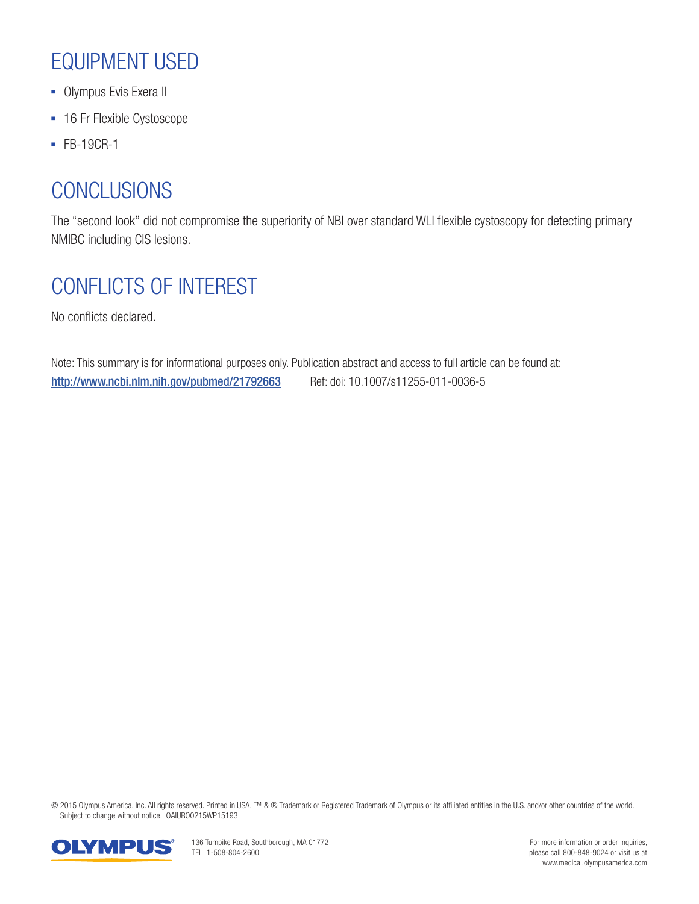## EQUIPMENT USED

- Olympus Evis Exera II
- 16 Fr Flexible Cystoscope
- FB-19CR-1

## CONCLUSIONS

The “second look” did not compromise the superiority of NBI over standard WLI flexible cystoscopy for detecting primary NMIBC including CIS lesions.

## CONFLICTS OF INTEREST

No conflicts declared.

Note: This summary is for informational purposes only. Publication abstract and access to full article can be found at: http://www.ncbi.nlm.nih.gov/pubmed/21792663 Ref: doi: 10.1007/s11255-011-0036-5

© 2015 Olympus America, Inc. All rights reserved. Printed in USA. ™ & ® Trademark or Registered Trademark of Olympus or its affiliated entities in the U.S. and/or other countries of the world. Subject to change without notice. OAIURO0215WP15193

OLYMPUS

136 Turnpike Road, Southborough, MA 01772
TEL 1-508-804-2600

For more information or order inquiries, please call 800-848-9024 or visit us at www.medical.olympusamerica.com